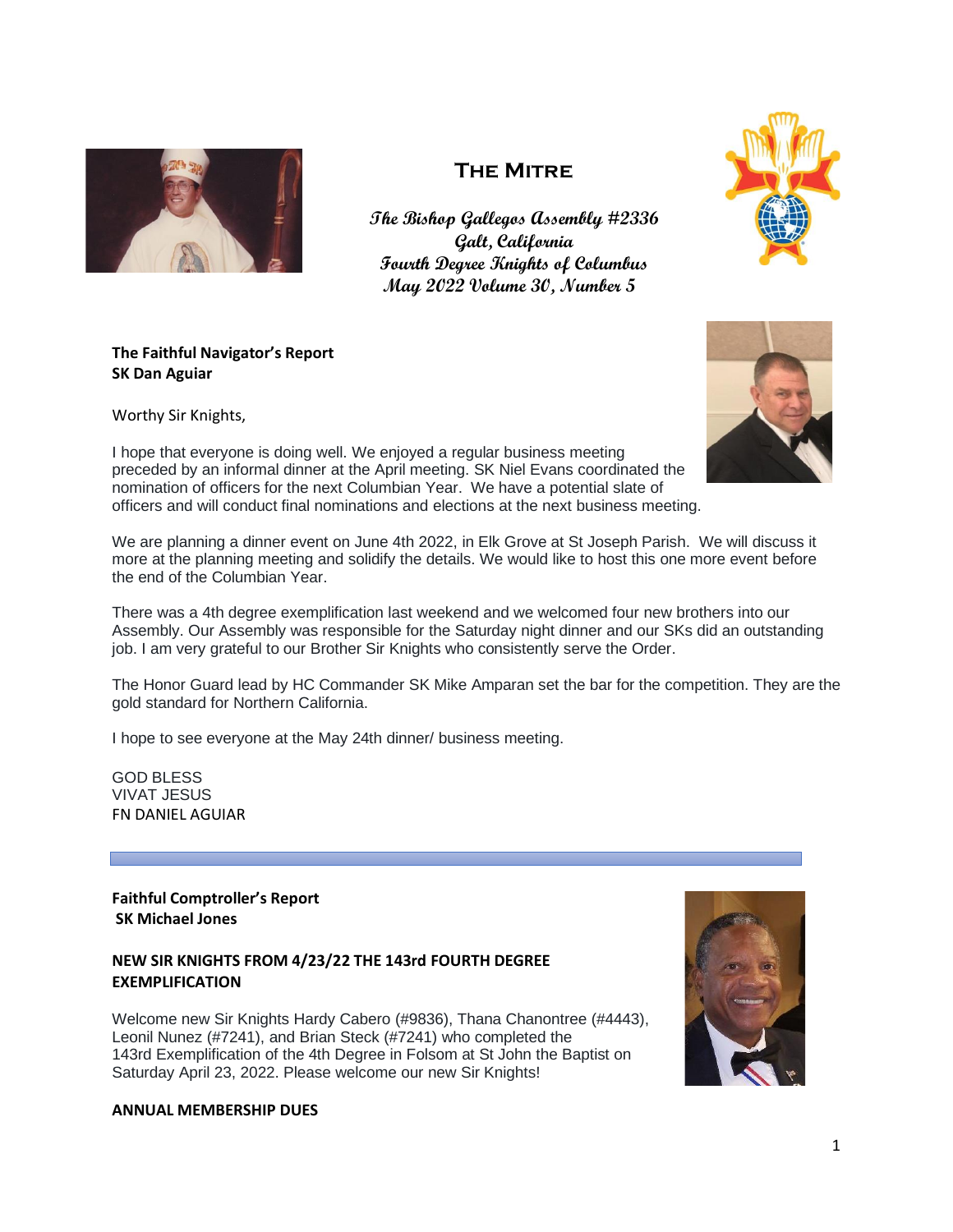# The Mitre

*The Bishop Gallegos Assembly #2336*
*Galt, California*
*Fourth Degree Knights of Columbus*
*May 2022 Volume 30, Number 5*

**The Faithful Navigator's Report**
**SK Dan Aguiar**

Worthy Sir Knights,

I hope that everyone is doing well. We enjoyed a regular business meeting preceded by an informal dinner at the April meeting. SK Niel Evans coordinated the nomination of officers for the next Columbian Year. We have a potential slate of officers and will conduct final nominations and elections at the next business meeting.

We are planning a dinner event on June 4th 2022, in Elk Grove at St Joseph Parish. We will discuss it more at the planning meeting and solidify the details. We would like to host this one more event before the end of the Columbian Year.

There was a 4th degree exemplification last weekend and we welcomed four new brothers into our Assembly. Our Assembly was responsible for the Saturday night dinner and our SKs did an outstanding job. I am very grateful to our Brother Sir Knights who consistently serve the Order.

The Honor Guard lead by HC Commander SK Mike Amparan set the bar for the competition. They are the gold standard for Northern California.

I hope to see everyone at the May 24th dinner/ business meeting.

GOD BLESS
VIVAT JESUS
FN DANIEL AGUIAR

---

**Faithful Comptroller's Report**
**SK Michael Jones**

**NEW SIR KNIGHTS FROM 4/23/22 THE 143rd FOURTH DEGREE EXEMPLIFICATION**

Welcome new Sir Knights Hardy Cabero (#9836), Thana Chanontree (#4443), Leonil Nunez (#7241), and Brian Steck (#7241) who completed the 143rd Exemplification of the 4th Degree in Folsom at St John the Baptist on Saturday April 23, 2022. Please welcome our new Sir Knights!

**ANNUAL MEMBERSHIP DUES**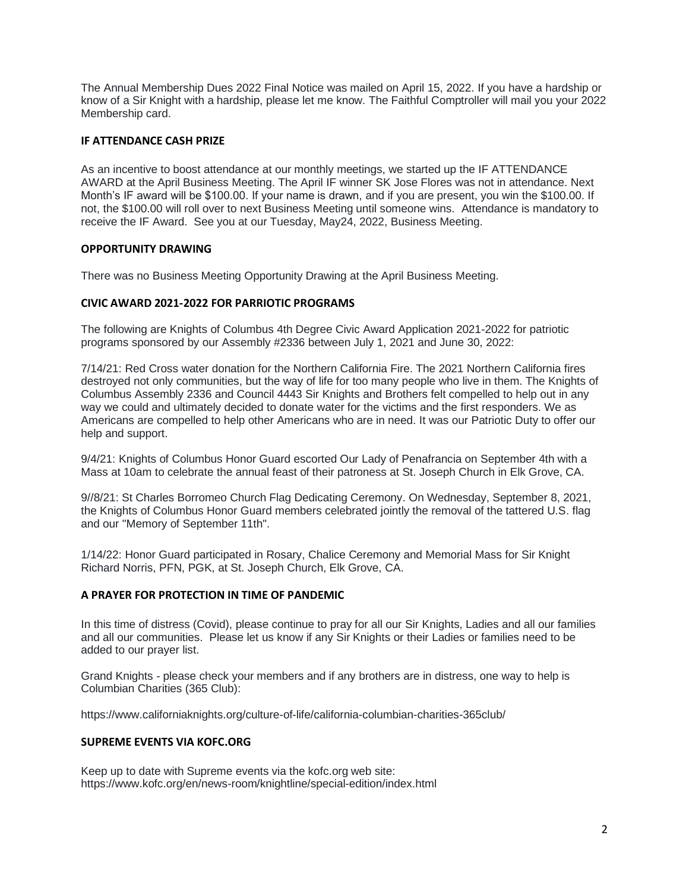The Annual Membership Dues 2022 Final Notice was mailed on April 15, 2022. If you have a hardship or know of a Sir Knight with a hardship, please let me know. The Faithful Comptroller will mail you your 2022 Membership card.

## IF ATTENDANCE CASH PRIZE

As an incentive to boost attendance at our monthly meetings, we started up the IF ATTENDANCE AWARD at the April Business Meeting. The April IF winner SK Jose Flores was not in attendance. Next Month's IF award will be $100.00. If your name is drawn, and if you are present, you win the $100.00. If not, the $100.00 will roll over to next Business Meeting until someone wins. Attendance is mandatory to receive the IF Award. See you at our Tuesday, May24, 2022, Business Meeting.

## OPPORTUNITY DRAWING

There was no Business Meeting Opportunity Drawing at the April Business Meeting.

## CIVIC AWARD 2021-2022 FOR PARRIOTIC PROGRAMS

The following are Knights of Columbus 4th Degree Civic Award Application 2021-2022 for patriotic programs sponsored by our Assembly #2336 between July 1, 2021 and June 30, 2022:

7/14/21: Red Cross water donation for the Northern California Fire. The 2021 Northern California fires destroyed not only communities, but the way of life for too many people who live in them. The Knights of Columbus Assembly 2336 and Council 4443 Sir Knights and Brothers felt compelled to help out in any way we could and ultimately decided to donate water for the victims and the first responders. We as Americans are compelled to help other Americans who are in need. It was our Patriotic Duty to offer our help and support.

9/4/21: Knights of Columbus Honor Guard escorted Our Lady of Penafrancia on September 4th with a Mass at 10am to celebrate the annual feast of their patroness at St. Joseph Church in Elk Grove, CA.

9//8/21: St Charles Borromeo Church Flag Dedicating Ceremony. On Wednesday, September 8, 2021, the Knights of Columbus Honor Guard members celebrated jointly the removal of the tattered U.S. flag and our "Memory of September 11th".

1/14/22: Honor Guard participated in Rosary, Chalice Ceremony and Memorial Mass for Sir Knight Richard Norris, PFN, PGK, at St. Joseph Church, Elk Grove, CA.

## A PRAYER FOR PROTECTION IN TIME OF PANDEMIC

In this time of distress (Covid), please continue to pray for all our Sir Knights, Ladies and all our families and all our communities. Please let us know if any Sir Knights or their Ladies or families need to be added to our prayer list.

Grand Knights - please check your members and if any brothers are in distress, one way to help is Columbian Charities (365 Club):

https://www.californiaknights.org/culture-of-life/california-columbian-charities-365club/

## SUPREME EVENTS VIA KOFC.ORG

Keep up to date with Supreme events via the kofc.org web site:
https://www.kofc.org/en/news-room/knightline/special-edition/index.html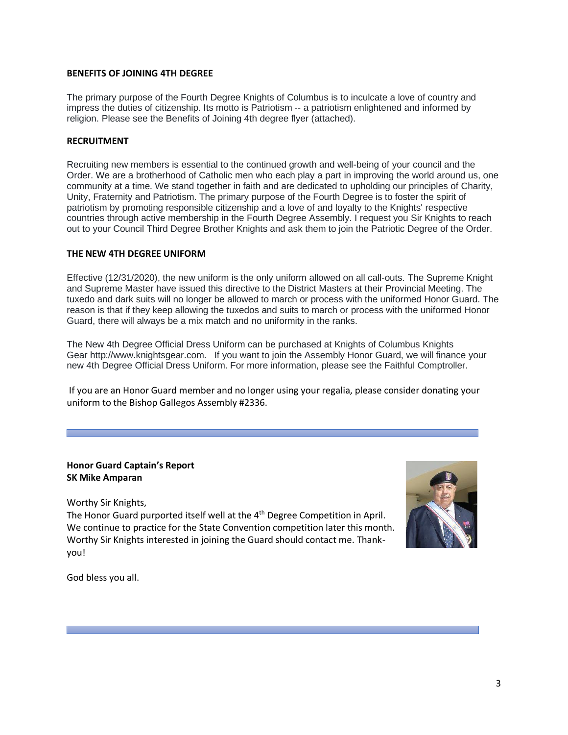## BENEFITS OF JOINING 4TH DEGREE

The primary purpose of the Fourth Degree Knights of Columbus is to inculcate a love of country and impress the duties of citizenship. Its motto is Patriotism -- a patriotism enlightened and informed by religion. Please see the Benefits of Joining 4th degree flyer (attached).

## RECRUITMENT

Recruiting new members is essential to the continued growth and well-being of your council and the Order. We are a brotherhood of Catholic men who each play a part in improving the world around us, one community at a time. We stand together in faith and are dedicated to upholding our principles of Charity, Unity, Fraternity and Patriotism. The primary purpose of the Fourth Degree is to foster the spirit of patriotism by promoting responsible citizenship and a love of and loyalty to the Knights' respective countries through active membership in the Fourth Degree Assembly. I request you Sir Knights to reach out to your Council Third Degree Brother Knights and ask them to join the Patriotic Degree of the Order.

## THE NEW 4TH DEGREE UNIFORM

Effective (12/31/2020), the new uniform is the only uniform allowed on all call-outs. The Supreme Knight and Supreme Master have issued this directive to the District Masters at their Provincial Meeting. The tuxedo and dark suits will no longer be allowed to march or process with the uniformed Honor Guard. The reason is that if they keep allowing the tuxedos and suits to march or process with the uniformed Honor Guard, there will always be a mix match and no uniformity in the ranks.

The New 4th Degree Official Dress Uniform can be purchased at Knights of Columbus Knights Gear http://www.knightsgear.com. If you want to join the Assembly Honor Guard, we will finance your new 4th Degree Official Dress Uniform. For more information, please see the Faithful Comptroller.

If you are an Honor Guard member and no longer using your regalia, please consider donating your uniform to the Bishop Gallegos Assembly #2336.

---

**Honor Guard Captain's Report**
**SK Mike Amparan**

Worthy Sir Knights,

The Honor Guard purported itself well at the 4th Degree Competition in April. We continue to practice for the State Convention competition later this month. Worthy Sir Knights interested in joining the Guard should contact me. Thank-you!

God bless you all.

---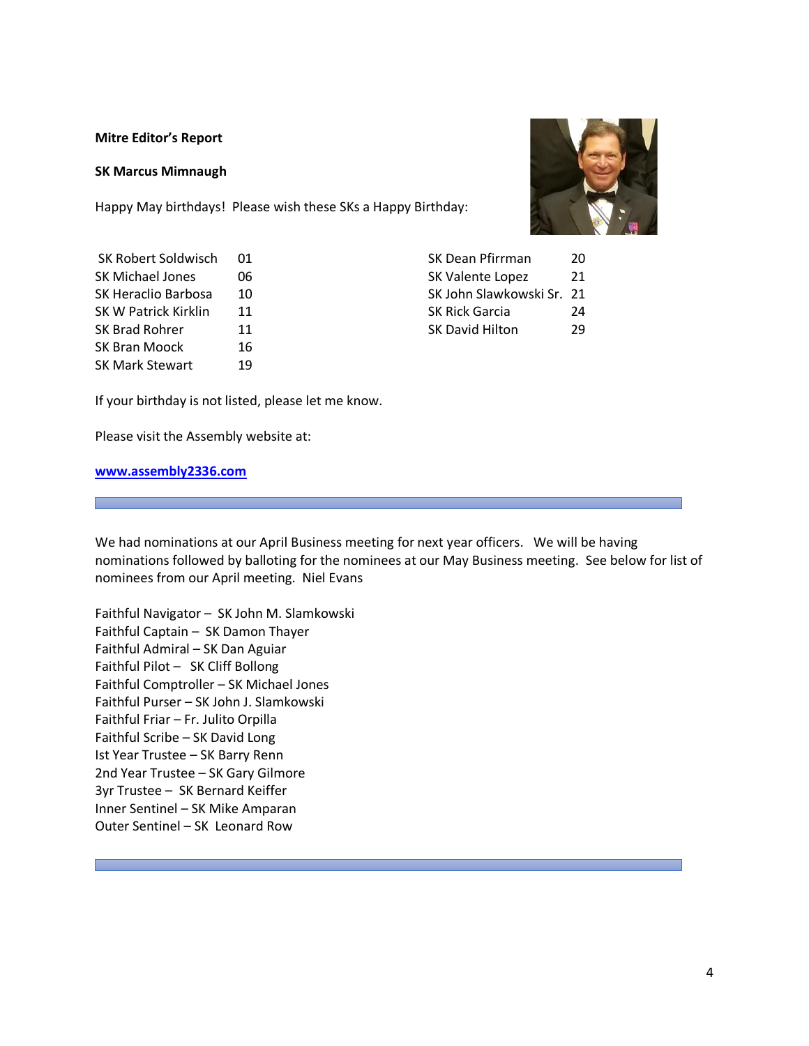**Mitre Editor's Report**

**SK Marcus Mimnaugh**

Happy May birthdays! Please wish these SKs a Happy Birthday:

| | |
|---|---|
| SK Robert Soldwisch | 01 |
| SK Michael Jones | 06 |
| SK Heraclio Barbosa | 10 |
| SK W Patrick Kirklin | 11 |
| SK Brad Rohrer | 11 |
| SK Bran Moock | 16 |
| SK Mark Stewart | 19 |
| SK Dean Pfirrman | 20 |
| SK Valente Lopez | 21 |
| SK John Slawkowski Sr. | 21 |
| SK Rick Garcia | 24 |
| SK David Hilton | 29 |

If your birthday is not listed, please let me know.

Please visit the Assembly website at:

**[www.assembly2336.com](http://www.assembly2336.com)**

---

We had nominations at our April Business meeting for next year officers. We will be having nominations followed by balloting for the nominees at our May Business meeting. See below for list of nominees from our April meeting. Niel Evans

Faithful Navigator – SK John M. Slamkowski
Faithful Captain – SK Damon Thayer
Faithful Admiral – SK Dan Aguiar
Faithful Pilot – SK Cliff Bollong
Faithful Comptroller – SK Michael Jones
Faithful Purser – SK John J. Slamkowski
Faithful Friar – Fr. Julito Orpilla
Faithful Scribe – SK David Long
Ist Year Trustee – SK Barry Renn
2nd Year Trustee – SK Gary Gilmore
3yr Trustee – SK Bernard Keiffer
Inner Sentinel – SK Mike Amparan
Outer Sentinel – SK Leonard Row

---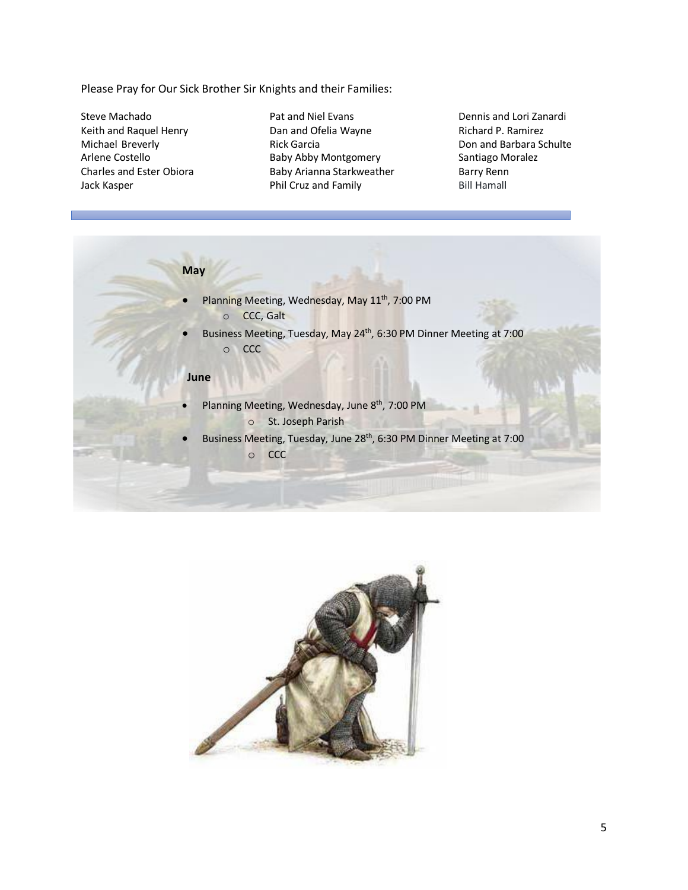Please Pray for Our Sick Brother Sir Knights and their Families:

Steve Machado
Keith and Raquel Henry
Michael Breverly
Arlene Costello
Charles and Ester Obiora
Jack Kasper
Pat and Niel Evans
Dan and Ofelia Wayne
Rick Garcia
Baby Abby Montgomery
Baby Arianna Starkweather
Phil Cruz and Family
Dennis and Lori Zanardi
Richard P. Ramirez
Don and Barbara Schulte
Santiago Moralez
Barry Renn
Bill Hamall

---

**May**

- Planning Meeting, Wednesday, May 11th, 7:00 PM
  - CCC, Galt
- Business Meeting, Tuesday, May 24th, 6:30 PM Dinner Meeting at 7:00
  - CCC

**June**

- Planning Meeting, Wednesday, June 8th, 7:00 PM
  - St. Joseph Parish
- Business Meeting, Tuesday, June 28th, 6:30 PM Dinner Meeting at 7:00
  - CCC